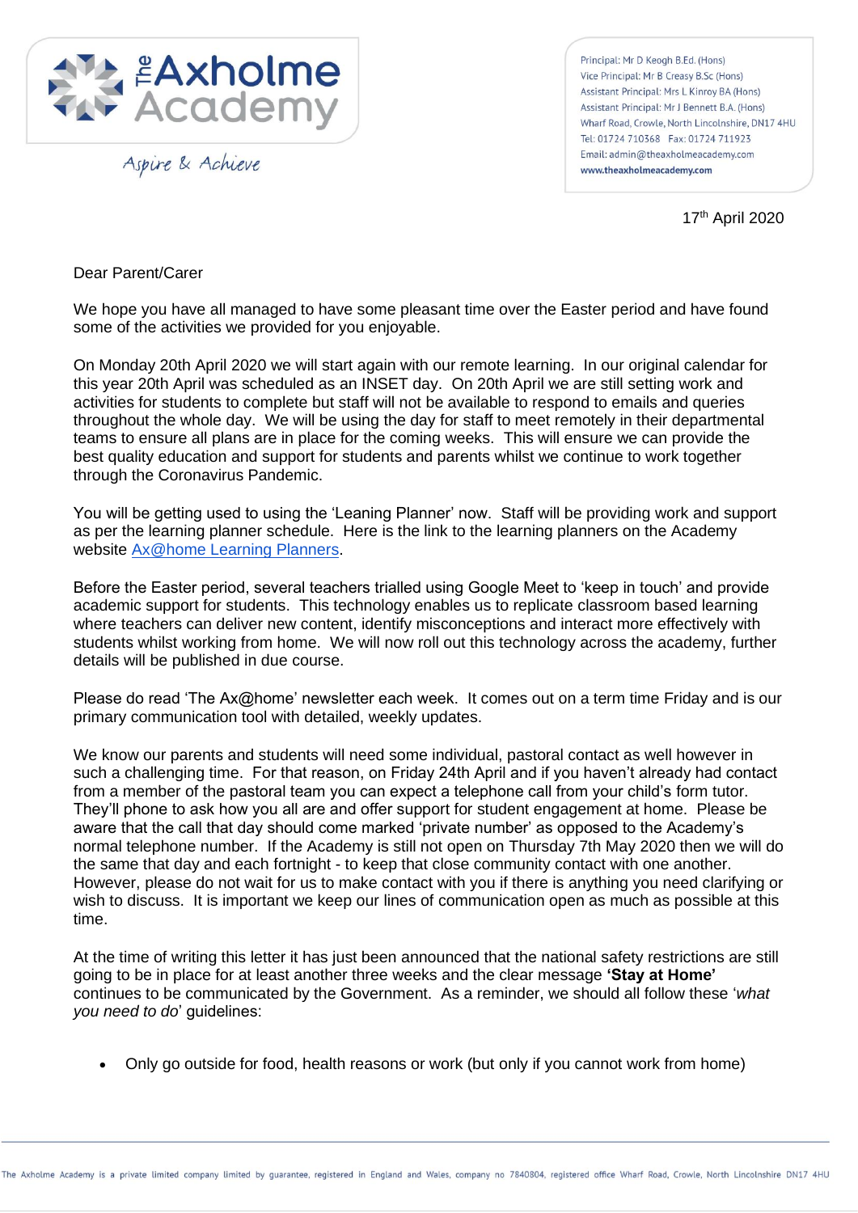The Axholme Academy

*Aspire & Achieve*

Principal: Mr D Keogh B.Ed. (Hons)
Vice Principal: Mr B Creasy B.Sc (Hons)
Assistant Principal: Mrs L Kinroy BA (Hons)
Assistant Principal: Mr J Bennett B.A. (Hons)
Wharf Road, Crowle, North Lincolnshire, DN17 4HU
Tel: 01724 710368 Fax: 01724 711923
Email: admin@theaxholmeacademy.com
**www.theaxholmeacademy.com**

17th April 2020

Dear Parent/Carer

We hope you have all managed to have some pleasant time over the Easter period and have found some of the activities we provided for you enjoyable.

On Monday 20th April 2020 we will start again with our remote learning. In our original calendar for this year 20th April was scheduled as an INSET day. On 20th April we are still setting work and activities for students to complete but staff will not be available to respond to emails and queries throughout the whole day. We will be using the day for staff to meet remotely in their departmental teams to ensure all plans are in place for the coming weeks. This will ensure we can provide the best quality education and support for students and parents whilst we continue to work together through the Coronavirus Pandemic.

You will be getting used to using the 'Leaning Planner' now. Staff will be providing work and support as per the learning planner schedule. Here is the link to the learning planners on the Academy website Ax@home Learning Planners.

Before the Easter period, several teachers trialled using Google Meet to 'keep in touch' and provide academic support for students. This technology enables us to replicate classroom based learning where teachers can deliver new content, identify misconceptions and interact more effectively with students whilst working from home. We will now roll out this technology across the academy, further details will be published in due course.

Please do read 'The Ax@home' newsletter each week. It comes out on a term time Friday and is our primary communication tool with detailed, weekly updates.

We know our parents and students will need some individual, pastoral contact as well however in such a challenging time. For that reason, on Friday 24th April and if you haven't already had contact from a member of the pastoral team you can expect a telephone call from your child's form tutor. They'll phone to ask how you all are and offer support for student engagement at home. Please be aware that the call that day should come marked 'private number' as opposed to the Academy's normal telephone number. If the Academy is still not open on Thursday 7th May 2020 then we will do the same that day and each fortnight - to keep that close community contact with one another. However, please do not wait for us to make contact with you if there is anything you need clarifying or wish to discuss. It is important we keep our lines of communication open as much as possible at this time.

At the time of writing this letter it has just been announced that the national safety restrictions are still going to be in place for at least another three weeks and the clear message **'Stay at Home'** continues to be communicated by the Government. As a reminder, we should all follow these '*what you need to do*' guidelines:

- Only go outside for food, health reasons or work (but only if you cannot work from home)

The Axholme Academy is a private limited company limited by guarantee, registered in England and Wales, company no 7840804, registered office Wharf Road, Crowle, North Lincolnshire DN17 4HU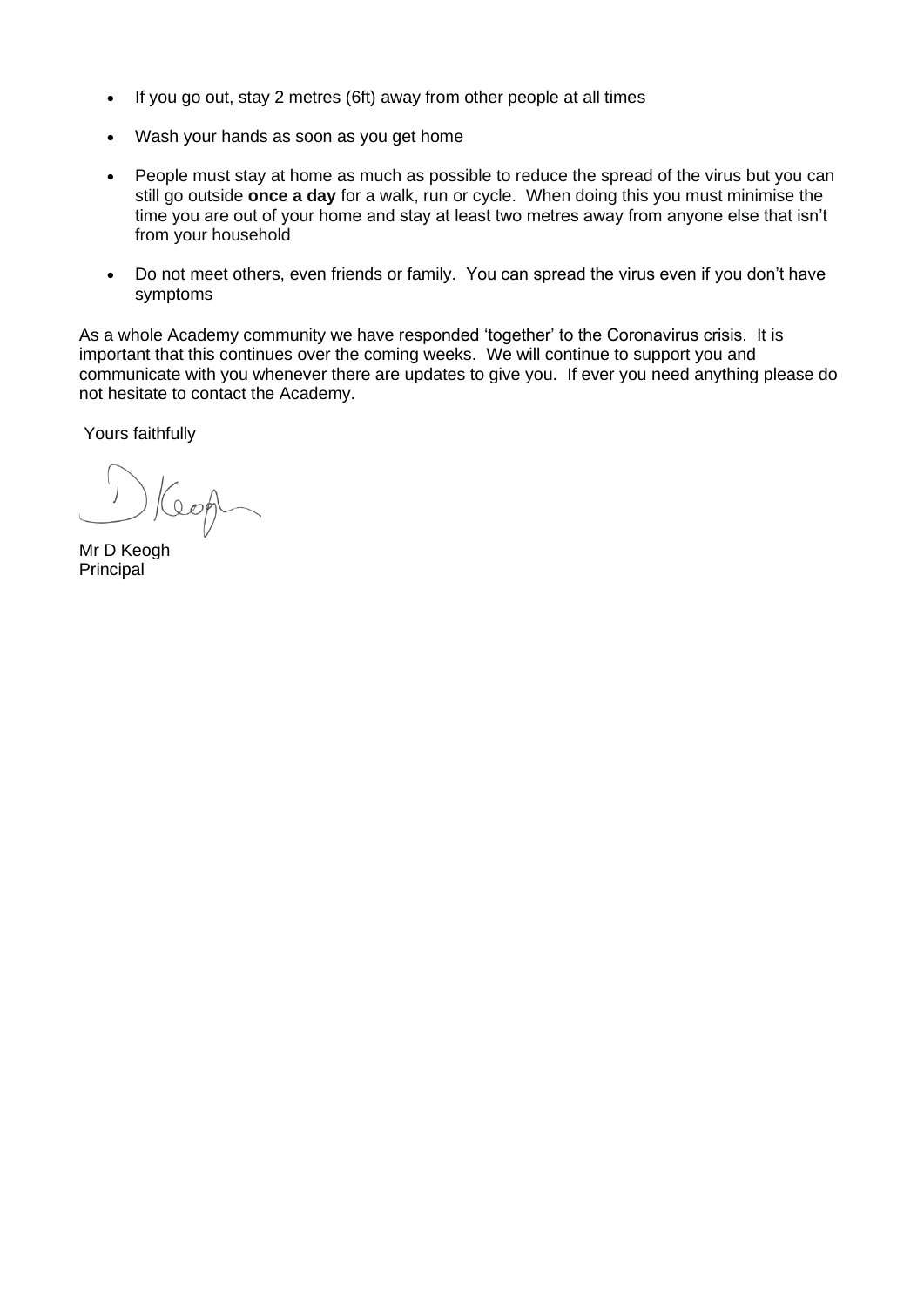- If you go out, stay 2 metres (6ft) away from other people at all times
- Wash your hands as soon as you get home
- People must stay at home as much as possible to reduce the spread of the virus but you can still go outside **once a day** for a walk, run or cycle. When doing this you must minimise the time you are out of your home and stay at least two metres away from anyone else that isn't from your household
- Do not meet others, even friends or family. You can spread the virus even if you don't have symptoms

As a whole Academy community we have responded 'together' to the Coronavirus crisis. It is important that this continues over the coming weeks. We will continue to support you and communicate with you whenever there are updates to give you. If ever you need anything please do not hesitate to contact the Academy.

Yours faithfully

Mr D Keogh
Principal